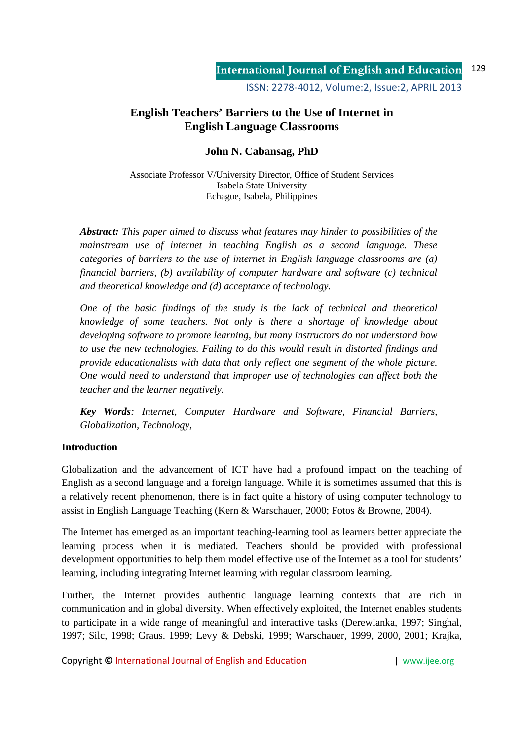# English Teachers' Barriers to the Use of Internet in English Language Classrooms

**John N. Cabansag, PhD**

Associate Professor V/University Director, Office of Student Services
Isabela State University
Echague, Isabela, Philippines

***Abstract:*** *This paper aimed to discuss what features may hinder to possibilities of the mainstream use of internet in teaching English as a second language. These categories of barriers to the use of internet in English language classrooms are (a) financial barriers, (b) availability of computer hardware and software (c) technical and theoretical knowledge and (d) acceptance of technology.*

*One of the basic findings of the study is the lack of technical and theoretical knowledge of some teachers. Not only is there a shortage of knowledge about developing software to promote learning, but many instructors do not understand how to use the new technologies. Failing to do this would result in distorted findings and provide educationalists with data that only reflect one segment of the whole picture. One would need to understand that improper use of technologies can affect both the teacher and the learner negatively.*

***Key Words****: Internet, Computer Hardware and Software, Financial Barriers, Globalization, Technology,*

## Introduction

Globalization and the advancement of ICT have had a profound impact on the teaching of English as a second language and a foreign language. While it is sometimes assumed that this is a relatively recent phenomenon, there is in fact quite a history of using computer technology to assist in English Language Teaching (Kern & Warschauer, 2000; Fotos & Browne, 2004).

The Internet has emerged as an important teaching-learning tool as learners better appreciate the learning process when it is mediated. Teachers should be provided with professional development opportunities to help them model effective use of the Internet as a tool for students' learning, including integrating Internet learning with regular classroom learning.

Further, the Internet provides authentic language learning contexts that are rich in communication and in global diversity. When effectively exploited, the Internet enables students to participate in a wide range of meaningful and interactive tasks (Derewianka, 1997; Singhal, 1997; Silc, 1998; Graus. 1999; Levy & Debski, 1999; Warschauer, 1999, 2000, 2001; Krajka,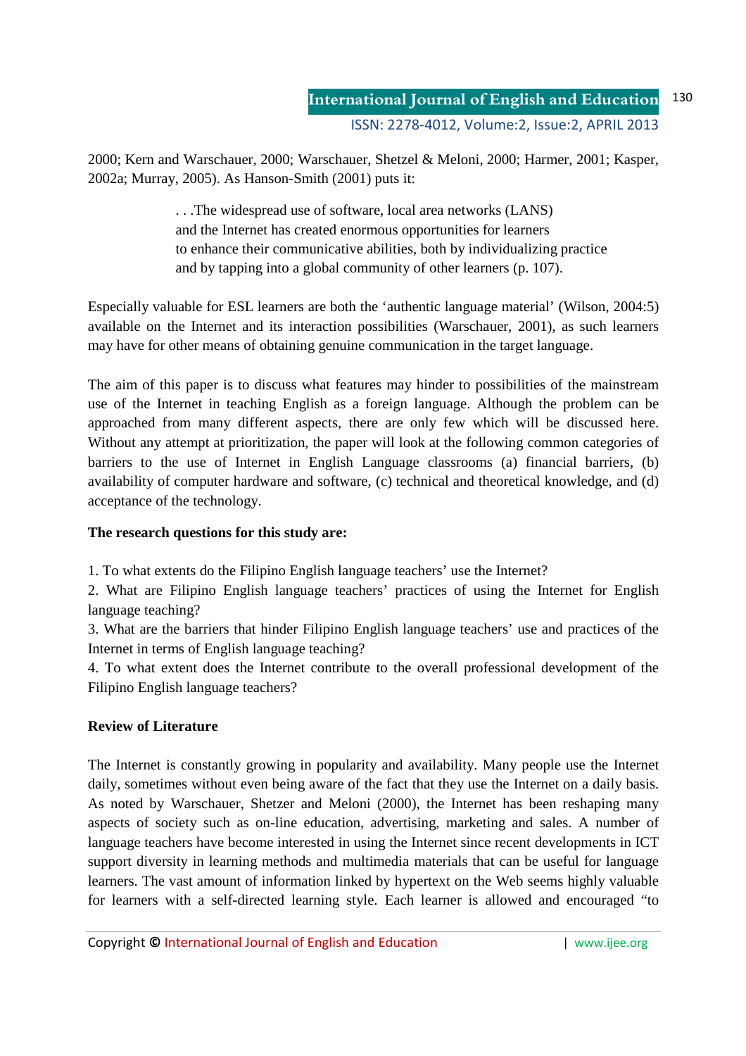2000; Kern and Warschauer, 2000; Warschauer, Shetzel & Meloni, 2000; Harmer, 2001; Kasper, 2002a; Murray, 2005). As Hanson-Smith (2001) puts it:

> . . .The widespread use of software, local area networks (LANS) and the Internet has created enormous opportunities for learners to enhance their communicative abilities, both by individualizing practice and by tapping into a global community of other learners (p. 107).

Especially valuable for ESL learners are both the 'authentic language material' (Wilson, 2004:5) available on the Internet and its interaction possibilities (Warschauer, 2001), as such learners may have for other means of obtaining genuine communication in the target language.

The aim of this paper is to discuss what features may hinder to possibilities of the mainstream use of the Internet in teaching English as a foreign language. Although the problem can be approached from many different aspects, there are only few which will be discussed here. Without any attempt at prioritization, the paper will look at the following common categories of barriers to the use of Internet in English Language classrooms (a) financial barriers, (b) availability of computer hardware and software, (c) technical and theoretical knowledge, and (d) acceptance of the technology.

**The research questions for this study are:**

1. To what extents do the Filipino English language teachers' use the Internet?
2. What are Filipino English language teachers' practices of using the Internet for English language teaching?
3. What are the barriers that hinder Filipino English language teachers' use and practices of the Internet in terms of English language teaching?
4. To what extent does the Internet contribute to the overall professional development of the Filipino English language teachers?

**Review of Literature**

The Internet is constantly growing in popularity and availability. Many people use the Internet daily, sometimes without even being aware of the fact that they use the Internet on a daily basis. As noted by Warschauer, Shetzer and Meloni (2000), the Internet has been reshaping many aspects of society such as on-line education, advertising, marketing and sales. A number of language teachers have become interested in using the Internet since recent developments in ICT support diversity in learning methods and multimedia materials that can be useful for language learners. The vast amount of information linked by hypertext on the Web seems highly valuable for learners with a self-directed learning style. Each learner is allowed and encouraged "to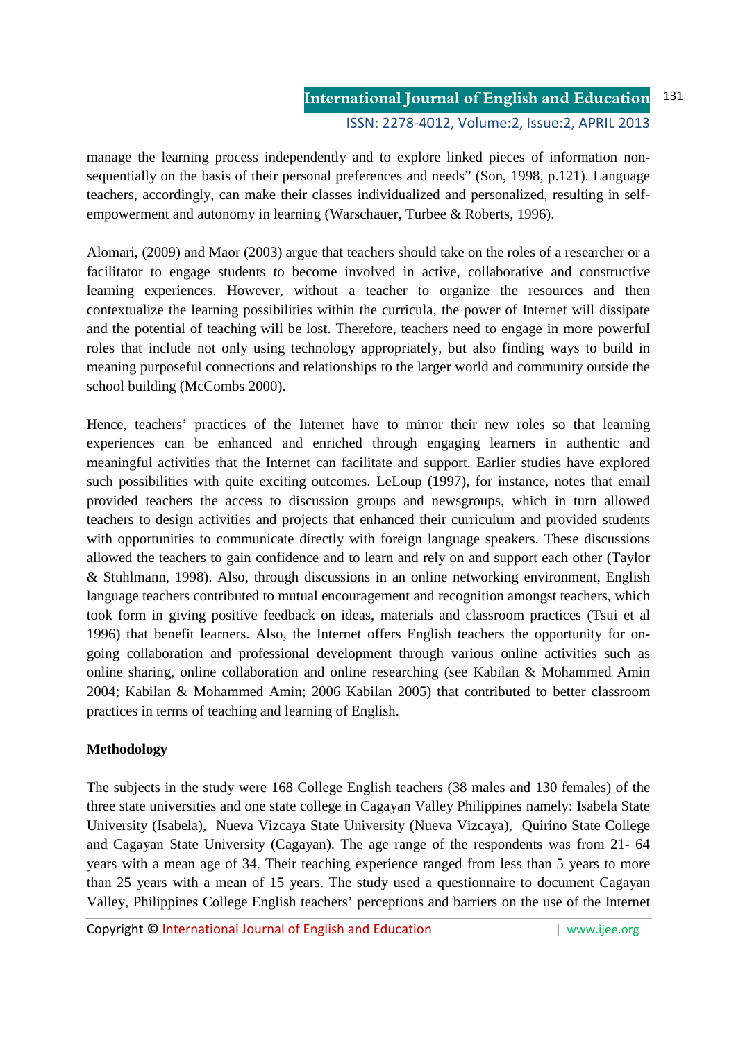manage the learning process independently and to explore linked pieces of information non-sequentially on the basis of their personal preferences and needs" (Son, 1998, p.121). Language teachers, accordingly, can make their classes individualized and personalized, resulting in self-empowerment and autonomy in learning (Warschauer, Turbee & Roberts, 1996).

Alomari, (2009) and Maor (2003) argue that teachers should take on the roles of a researcher or a facilitator to engage students to become involved in active, collaborative and constructive learning experiences. However, without a teacher to organize the resources and then contextualize the learning possibilities within the curricula, the power of Internet will dissipate and the potential of teaching will be lost. Therefore, teachers need to engage in more powerful roles that include not only using technology appropriately, but also finding ways to build in meaning purposeful connections and relationships to the larger world and community outside the school building (McCombs 2000).

Hence, teachers' practices of the Internet have to mirror their new roles so that learning experiences can be enhanced and enriched through engaging learners in authentic and meaningful activities that the Internet can facilitate and support. Earlier studies have explored such possibilities with quite exciting outcomes. LeLoup (1997), for instance, notes that email provided teachers the access to discussion groups and newsgroups, which in turn allowed teachers to design activities and projects that enhanced their curriculum and provided students with opportunities to communicate directly with foreign language speakers. These discussions allowed the teachers to gain confidence and to learn and rely on and support each other (Taylor & Stuhlmann, 1998). Also, through discussions in an online networking environment, English language teachers contributed to mutual encouragement and recognition amongst teachers, which took form in giving positive feedback on ideas, materials and classroom practices (Tsui et al 1996) that benefit learners. Also, the Internet offers English teachers the opportunity for on-going collaboration and professional development through various online activities such as online sharing, online collaboration and online researching (see Kabilan & Mohammed Amin 2004; Kabilan & Mohammed Amin; 2006 Kabilan 2005) that contributed to better classroom practices in terms of teaching and learning of English.

**Methodology**

The subjects in the study were 168 College English teachers (38 males and 130 females) of the three state universities and one state college in Cagayan Valley Philippines namely: Isabela State University (Isabela), Nueva Vizcaya State University (Nueva Vizcaya), Quirino State College and Cagayan State University (Cagayan). The age range of the respondents was from 21- 64 years with a mean age of 34. Their teaching experience ranged from less than 5 years to more than 25 years with a mean of 15 years. The study used a questionnaire to document Cagayan Valley, Philippines College English teachers' perceptions and barriers on the use of the Internet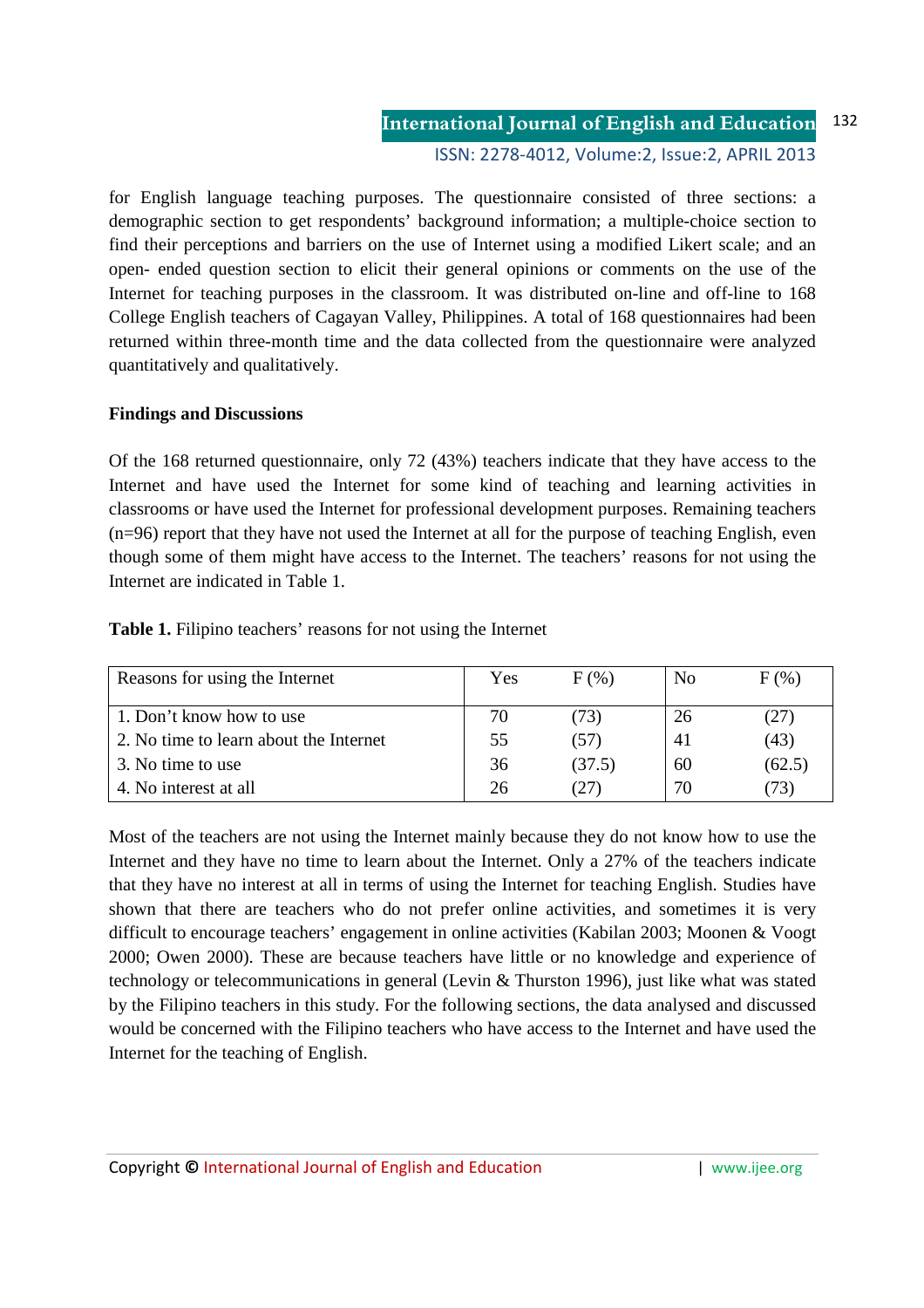for English language teaching purposes. The questionnaire consisted of three sections: a demographic section to get respondents' background information; a multiple-choice section to find their perceptions and barriers on the use of Internet using a modified Likert scale; and an open- ended question section to elicit their general opinions or comments on the use of the Internet for teaching purposes in the classroom. It was distributed on-line and off-line to 168 College English teachers of Cagayan Valley, Philippines. A total of 168 questionnaires had been returned within three-month time and the data collected from the questionnaire were analyzed quantitatively and qualitatively.

**Findings and Discussions**

Of the 168 returned questionnaire, only 72 (43%) teachers indicate that they have access to the Internet and have used the Internet for some kind of teaching and learning activities in classrooms or have used the Internet for professional development purposes. Remaining teachers (n=96) report that they have not used the Internet at all for the purpose of teaching English, even though some of them might have access to the Internet. The teachers' reasons for not using the Internet are indicated in Table 1.

**Table 1.** Filipino teachers' reasons for not using the Internet

| Reasons for using the Internet | Yes | F (%) | No | F (%) |
|---|---|---|---|---|
| 1. Don't know how to use | 70 | (73) | 26 | (27) |
| 2. No time to learn about the Internet | 55 | (57) | 41 | (43) |
| 3. No time to use | 36 | (37.5) | 60 | (62.5) |
| 4. No interest at all | 26 | (27) | 70 | (73) |

Most of the teachers are not using the Internet mainly because they do not know how to use the Internet and they have no time to learn about the Internet. Only a 27% of the teachers indicate that they have no interest at all in terms of using the Internet for teaching English. Studies have shown that there are teachers who do not prefer online activities, and sometimes it is very difficult to encourage teachers' engagement in online activities (Kabilan 2003; Moonen & Voogt 2000; Owen 2000). These are because teachers have little or no knowledge and experience of technology or telecommunications in general (Levin & Thurston 1996), just like what was stated by the Filipino teachers in this study. For the following sections, the data analysed and discussed would be concerned with the Filipino teachers who have access to the Internet and have used the Internet for the teaching of English.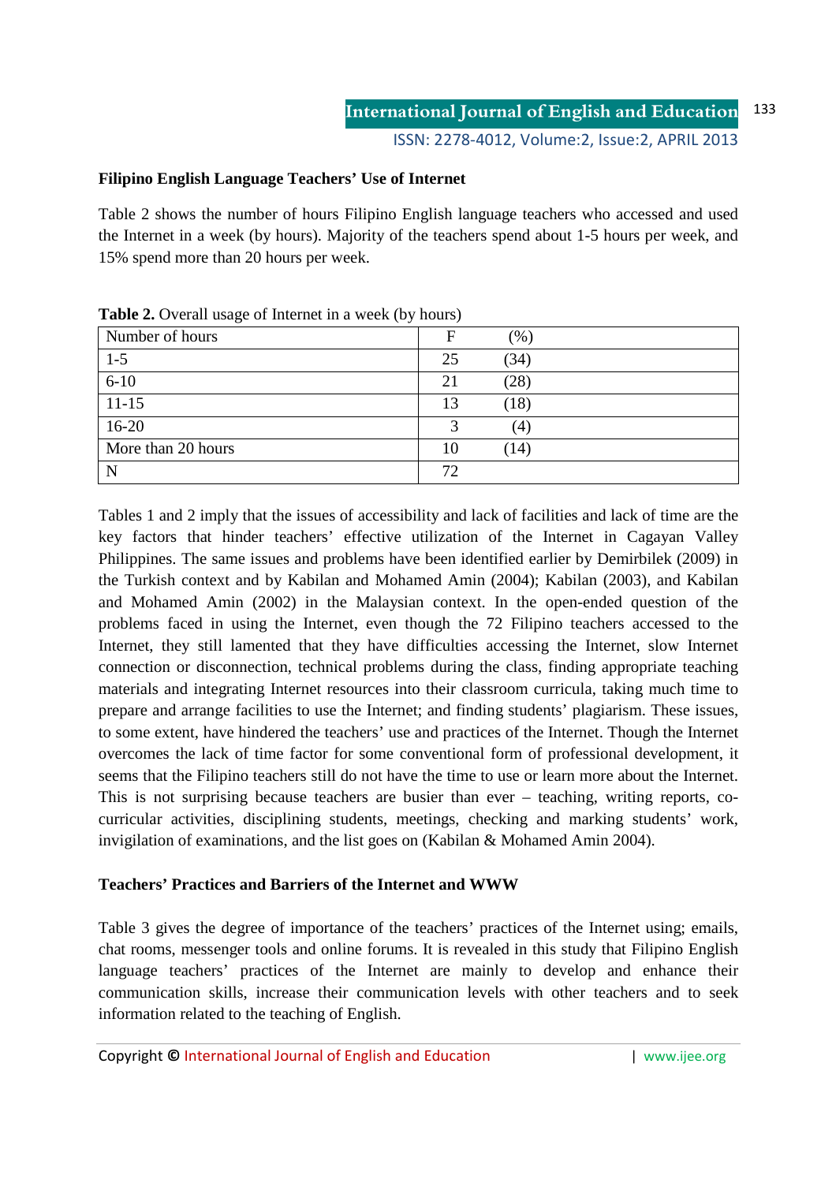### Filipino English Language Teachers' Use of Internet

Table 2 shows the number of hours Filipino English language teachers who accessed and used the Internet in a week (by hours). Majority of the teachers spend about 1-5 hours per week, and 15% spend more than 20 hours per week.

**Table 2.** Overall usage of Internet in a week (by hours)

| Number of hours | F | (%) |
|---|---|---|
| 1-5 | 25 | (34) |
| 6-10 | 21 | (28) |
| 11-15 | 13 | (18) |
| 16-20 | 3 | (4) |
| More than 20 hours | 10 | (14) |
| N | 72 | |

Tables 1 and 2 imply that the issues of accessibility and lack of facilities and lack of time are the key factors that hinder teachers' effective utilization of the Internet in Cagayan Valley Philippines. The same issues and problems have been identified earlier by Demirbilek (2009) in the Turkish context and by Kabilan and Mohamed Amin (2004); Kabilan (2003), and Kabilan and Mohamed Amin (2002) in the Malaysian context. In the open-ended question of the problems faced in using the Internet, even though the 72 Filipino teachers accessed to the Internet, they still lamented that they have difficulties accessing the Internet, slow Internet connection or disconnection, technical problems during the class, finding appropriate teaching materials and integrating Internet resources into their classroom curricula, taking much time to prepare and arrange facilities to use the Internet; and finding students' plagiarism. These issues, to some extent, have hindered the teachers' use and practices of the Internet. Though the Internet overcomes the lack of time factor for some conventional form of professional development, it seems that the Filipino teachers still do not have the time to use or learn more about the Internet. This is not surprising because teachers are busier than ever – teaching, writing reports, co-curricular activities, disciplining students, meetings, checking and marking students' work, invigilation of examinations, and the list goes on (Kabilan & Mohamed Amin 2004).

### Teachers' Practices and Barriers of the Internet and WWW

Table 3 gives the degree of importance of the teachers' practices of the Internet using; emails, chat rooms, messenger tools and online forums. It is revealed in this study that Filipino English language teachers' practices of the Internet are mainly to develop and enhance their communication skills, increase their communication levels with other teachers and to seek information related to the teaching of English.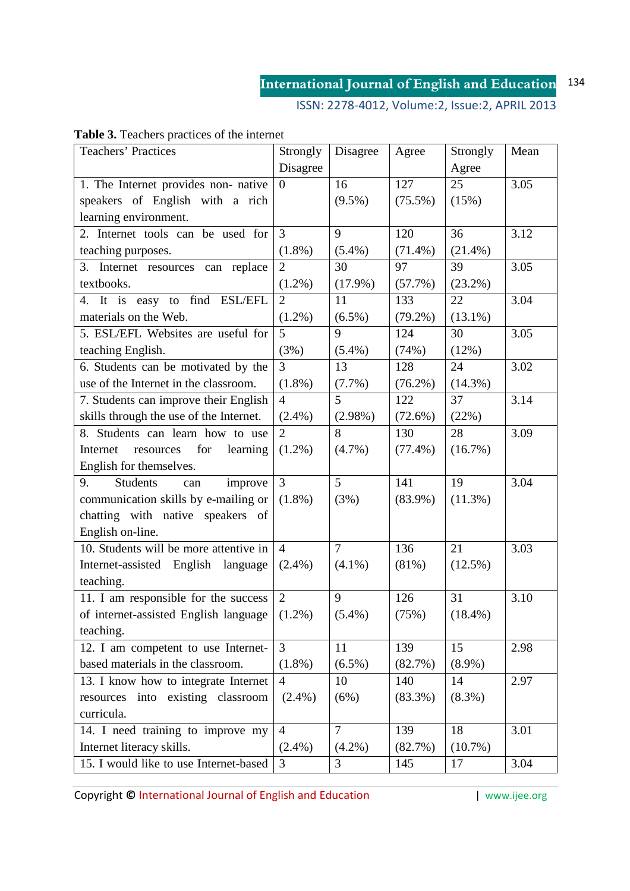**Table 3.** Teachers practices of the internet

| Teachers' Practices | Strongly Disagree | Disagree | Agree | Strongly Agree | Mean |
|---|---|---|---|---|---|
| 1. The Internet provides non- native speakers of English with a rich learning environment. | 0 | 16 (9.5%) | 127 (75.5%) | 25 (15%) | 3.05 |
| 2. Internet tools can be used for teaching purposes. | 3 (1.8%) | 9 (5.4%) | 120 (71.4%) | 36 (21.4%) | 3.12 |
| 3. Internet resources can replace textbooks. | 2 (1.2%) | 30 (17.9%) | 97 (57.7%) | 39 (23.2%) | 3.05 |
| 4. It is easy to find ESL/EFL materials on the Web. | 2 (1.2%) | 11 (6.5%) | 133 (79.2%) | 22 (13.1%) | 3.04 |
| 5. ESL/EFL Websites are useful for teaching English. | 5 (3%) | 9 (5.4%) | 124 (74%) | 30 (12%) | 3.05 |
| 6. Students can be motivated by the use of the Internet in the classroom. | 3 (1.8%) | 13 (7.7%) | 128 (76.2%) | 24 (14.3%) | 3.02 |
| 7. Students can improve their English skills through the use of the Internet. | 4 (2.4%) | 5 (2.98%) | 122 (72.6%) | 37 (22%) | 3.14 |
| 8. Students can learn how to use Internet resources for learning English for themselves. | 2 (1.2%) | 8 (4.7%) | 130 (77.4%) | 28 (16.7%) | 3.09 |
| 9. Students can improve communication skills by e-mailing or chatting with native speakers of English on-line. | 3 (1.8%) | 5 (3%) | 141 (83.9%) | 19 (11.3%) | 3.04 |
| 10. Students will be more attentive in Internet-assisted English language teaching. | 4 (2.4%) | 7 (4.1%) | 136 (81%) | 21 (12.5%) | 3.03 |
| 11. I am responsible for the success of internet-assisted English language teaching. | 2 (1.2%) | 9 (5.4%) | 126 (75%) | 31 (18.4%) | 3.10 |
| 12. I am competent to use Internet-based materials in the classroom. | 3 (1.8%) | 11 (6.5%) | 139 (82.7%) | 15 (8.9%) | 2.98 |
| 13. I know how to integrate Internet resources into existing classroom curricula. | 4 (2.4%) | 10 (6%) | 140 (83.3%) | 14 (8.3%) | 2.97 |
| 14. I need training to improve my Internet literacy skills. | 4 (2.4%) | 7 (4.2%) | 139 (82.7%) | 18 (10.7%) | 3.01 |
| 15. I would like to use Internet-based | 3 | 3 | 145 | 17 | 3.04 |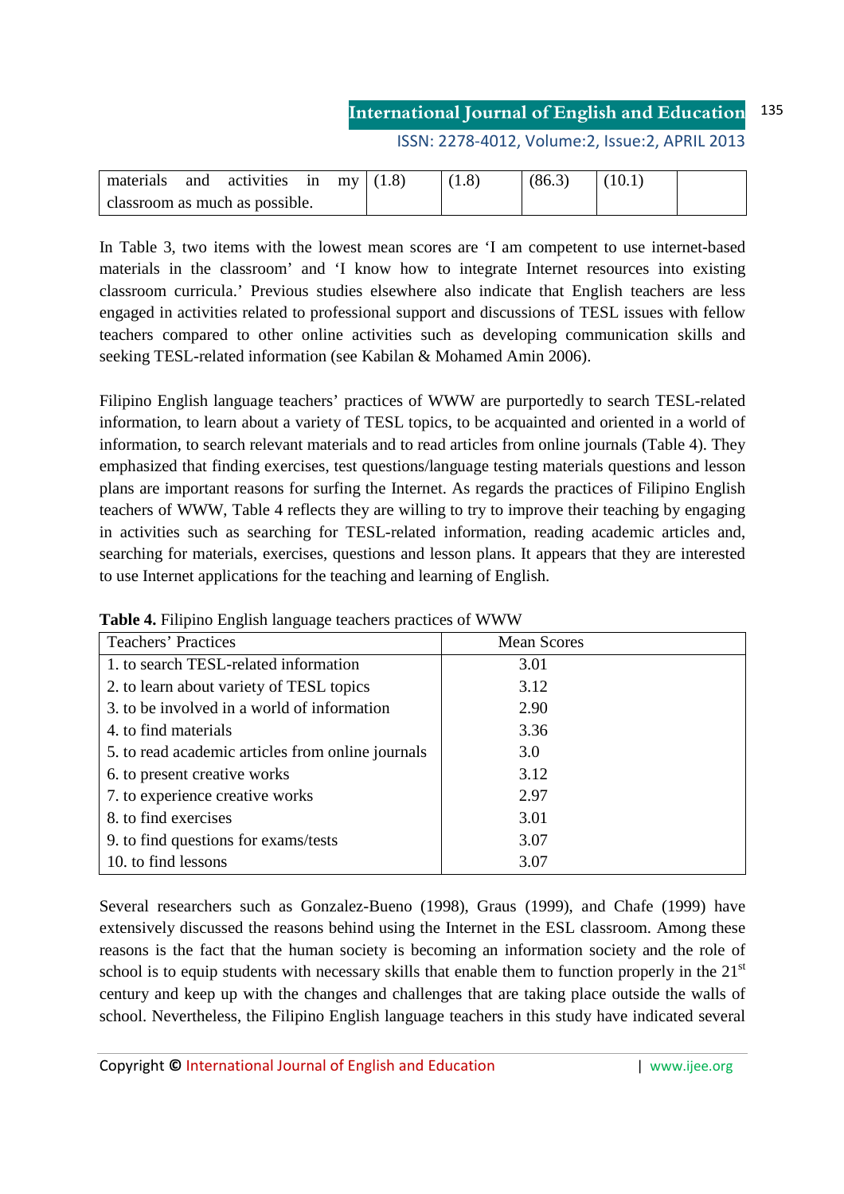| materials and activities in my classroom as much as possible. | (1.8) | (1.8) | (86.3) | (10.1) | |
|---|---|---|---|---|---|

In Table 3, two items with the lowest mean scores are 'I am competent to use internet-based materials in the classroom' and 'I know how to integrate Internet resources into existing classroom curricula.' Previous studies elsewhere also indicate that English teachers are less engaged in activities related to professional support and discussions of TESL issues with fellow teachers compared to other online activities such as developing communication skills and seeking TESL-related information (see Kabilan & Mohamed Amin 2006).

Filipino English language teachers' practices of WWW are purportedly to search TESL-related information, to learn about a variety of TESL topics, to be acquainted and oriented in a world of information, to search relevant materials and to read articles from online journals (Table 4). They emphasized that finding exercises, test questions/language testing materials questions and lesson plans are important reasons for surfing the Internet. As regards the practices of Filipino English teachers of WWW, Table 4 reflects they are willing to try to improve their teaching by engaging in activities such as searching for TESL-related information, reading academic articles and, searching for materials, exercises, questions and lesson plans. It appears that they are interested to use Internet applications for the teaching and learning of English.

**Table 4.** Filipino English language teachers practices of WWW

| Teachers' Practices | Mean Scores |
|---|---|
| 1. to search TESL-related information | 3.01 |
| 2. to learn about variety of TESL topics | 3.12 |
| 3. to be involved in a world of information | 2.90 |
| 4. to find materials | 3.36 |
| 5. to read academic articles from online journals | 3.0 |
| 6. to present creative works | 3.12 |
| 7. to experience creative works | 2.97 |
| 8. to find exercises | 3.01 |
| 9. to find questions for exams/tests | 3.07 |
| 10. to find lessons | 3.07 |

Several researchers such as Gonzalez-Bueno (1998), Graus (1999), and Chafe (1999) have extensively discussed the reasons behind using the Internet in the ESL classroom. Among these reasons is the fact that the human society is becoming an information society and the role of school is to equip students with necessary skills that enable them to function properly in the 21st century and keep up with the changes and challenges that are taking place outside the walls of school. Nevertheless, the Filipino English language teachers in this study have indicated several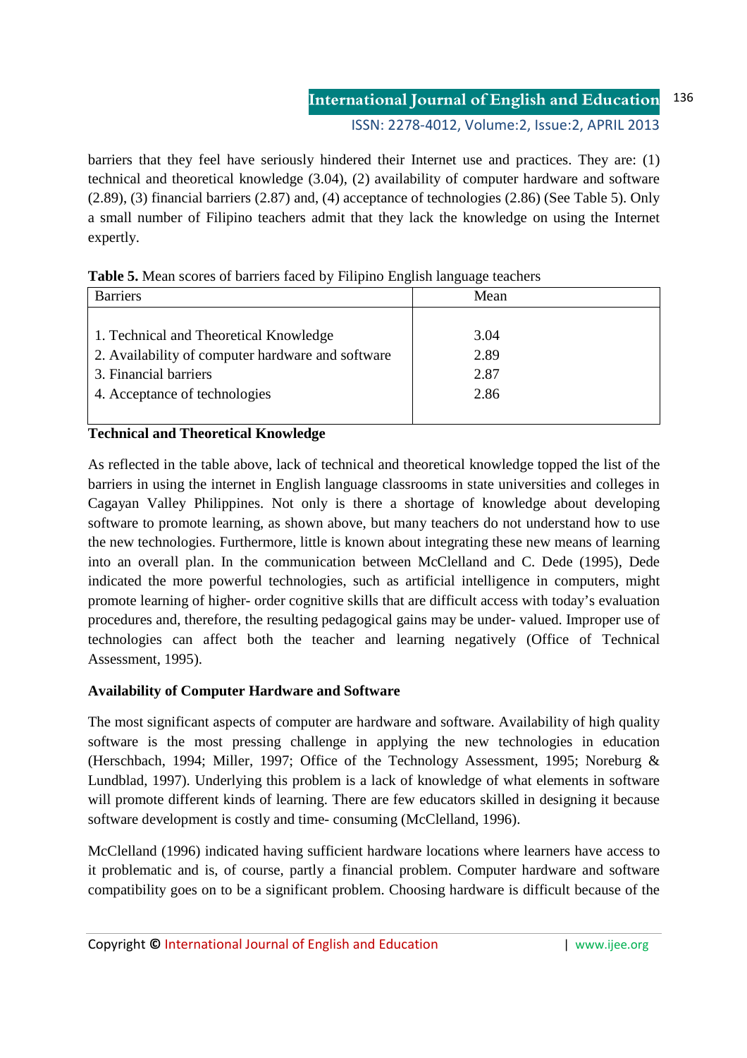barriers that they feel have seriously hindered their Internet use and practices. They are: (1) technical and theoretical knowledge (3.04), (2) availability of computer hardware and software (2.89), (3) financial barriers (2.87) and, (4) acceptance of technologies (2.86) (See Table 5). Only a small number of Filipino teachers admit that they lack the knowledge on using the Internet expertly.

**Table 5.** Mean scores of barriers faced by Filipino English language teachers

| Barriers | Mean |
|---|---|
| 1. Technical and Theoretical Knowledge | 3.04 |
| 2. Availability of computer hardware and software | 2.89 |
| 3. Financial barriers | 2.87 |
| 4. Acceptance of technologies | 2.86 |

**Technical and Theoretical Knowledge**

As reflected in the table above, lack of technical and theoretical knowledge topped the list of the barriers in using the internet in English language classrooms in state universities and colleges in Cagayan Valley Philippines. Not only is there a shortage of knowledge about developing software to promote learning, as shown above, but many teachers do not understand how to use the new technologies. Furthermore, little is known about integrating these new means of learning into an overall plan. In the communication between McClelland and C. Dede (1995), Dede indicated the more powerful technologies, such as artificial intelligence in computers, might promote learning of higher- order cognitive skills that are difficult access with today's evaluation procedures and, therefore, the resulting pedagogical gains may be under- valued. Improper use of technologies can affect both the teacher and learning negatively (Office of Technical Assessment, 1995).

**Availability of Computer Hardware and Software**

The most significant aspects of computer are hardware and software. Availability of high quality software is the most pressing challenge in applying the new technologies in education (Herschbach, 1994; Miller, 1997; Office of the Technology Assessment, 1995; Noreburg & Lundblad, 1997). Underlying this problem is a lack of knowledge of what elements in software will promote different kinds of learning. There are few educators skilled in designing it because software development is costly and time- consuming (McClelland, 1996).

McClelland (1996) indicated having sufficient hardware locations where learners have access to it problematic and is, of course, partly a financial problem. Computer hardware and software compatibility goes on to be a significant problem. Choosing hardware is difficult because of the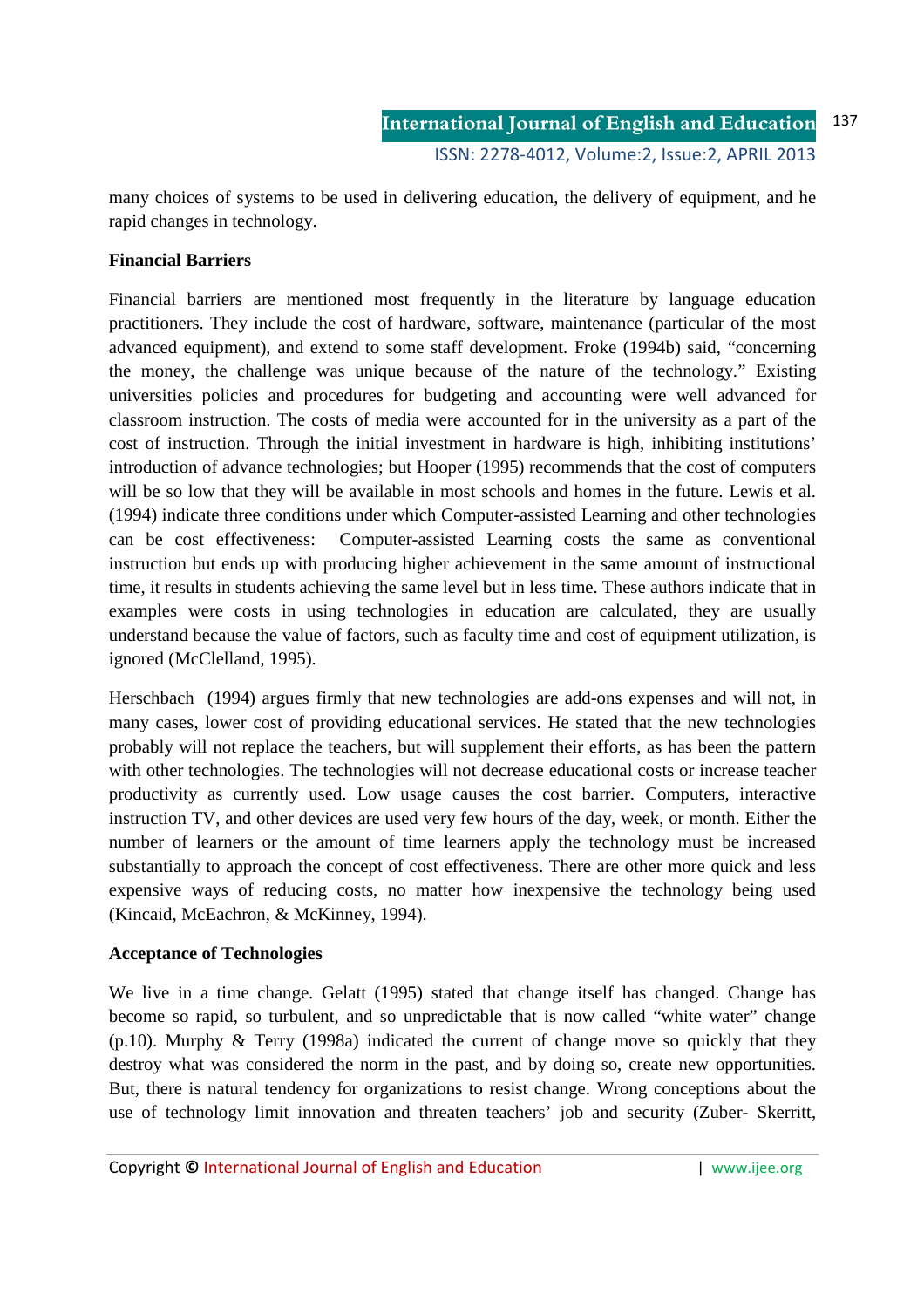many choices of systems to be used in delivering education, the delivery of equipment, and he rapid changes in technology.

**Financial Barriers**

Financial barriers are mentioned most frequently in the literature by language education practitioners. They include the cost of hardware, software, maintenance (particular of the most advanced equipment), and extend to some staff development. Froke (1994b) said, "concerning the money, the challenge was unique because of the nature of the technology." Existing universities policies and procedures for budgeting and accounting were well advanced for classroom instruction. The costs of media were accounted for in the university as a part of the cost of instruction. Through the initial investment in hardware is high, inhibiting institutions' introduction of advance technologies; but Hooper (1995) recommends that the cost of computers will be so low that they will be available in most schools and homes in the future. Lewis et al. (1994) indicate three conditions under which Computer-assisted Learning and other technologies can be cost effectiveness: Computer-assisted Learning costs the same as conventional instruction but ends up with producing higher achievement in the same amount of instructional time, it results in students achieving the same level but in less time. These authors indicate that in examples were costs in using technologies in education are calculated, they are usually understand because the value of factors, such as faculty time and cost of equipment utilization, is ignored (McClelland, 1995).

Herschbach (1994) argues firmly that new technologies are add-ons expenses and will not, in many cases, lower cost of providing educational services. He stated that the new technologies probably will not replace the teachers, but will supplement their efforts, as has been the pattern with other technologies. The technologies will not decrease educational costs or increase teacher productivity as currently used. Low usage causes the cost barrier. Computers, interactive instruction TV, and other devices are used very few hours of the day, week, or month. Either the number of learners or the amount of time learners apply the technology must be increased substantially to approach the concept of cost effectiveness. There are other more quick and less expensive ways of reducing costs, no matter how inexpensive the technology being used (Kincaid, McEachron, & McKinney, 1994).

**Acceptance of Technologies**

We live in a time change. Gelatt (1995) stated that change itself has changed. Change has become so rapid, so turbulent, and so unpredictable that is now called "white water" change (p.10). Murphy & Terry (1998a) indicated the current of change move so quickly that they destroy what was considered the norm in the past, and by doing so, create new opportunities. But, there is natural tendency for organizations to resist change. Wrong conceptions about the use of technology limit innovation and threaten teachers' job and security (Zuber- Skerritt,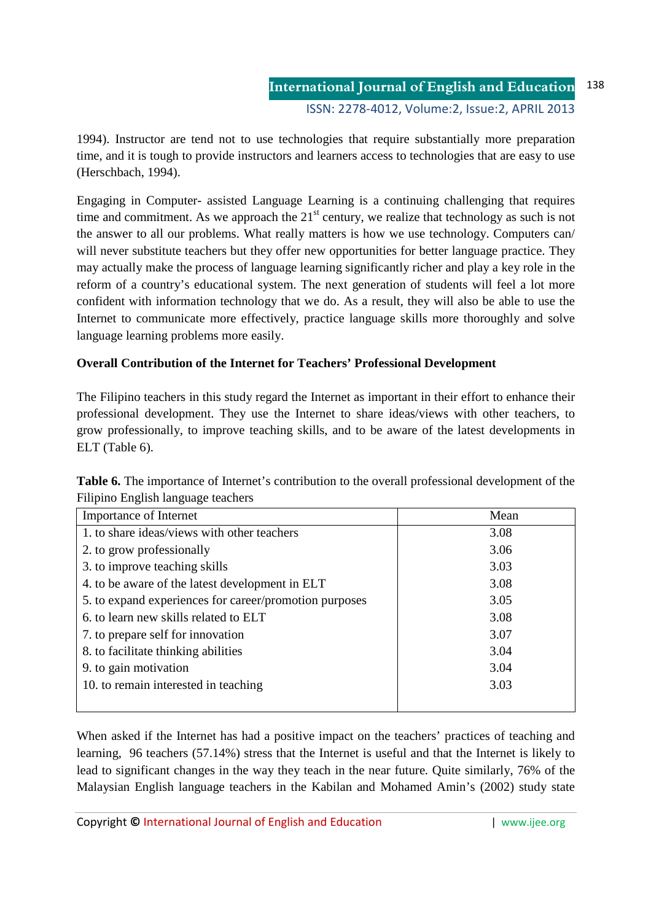1994). Instructor are tend not to use technologies that require substantially more preparation time, and it is tough to provide instructors and learners access to technologies that are easy to use (Herschbach, 1994).

Engaging in Computer- assisted Language Learning is a continuing challenging that requires time and commitment. As we approach the 21st century, we realize that technology as such is not the answer to all our problems. What really matters is how we use technology. Computers can/ will never substitute teachers but they offer new opportunities for better language practice. They may actually make the process of language learning significantly richer and play a key role in the reform of a country's educational system. The next generation of students will feel a lot more confident with information technology that we do. As a result, they will also be able to use the Internet to communicate more effectively, practice language skills more thoroughly and solve language learning problems more easily.

**Overall Contribution of the Internet for Teachers' Professional Development**

The Filipino teachers in this study regard the Internet as important in their effort to enhance their professional development. They use the Internet to share ideas/views with other teachers, to grow professionally, to improve teaching skills, and to be aware of the latest developments in ELT (Table 6).

**Table 6.** The importance of Internet's contribution to the overall professional development of the Filipino English language teachers

| Importance of Internet | Mean |
|---|---|
| 1. to share ideas/views with other teachers | 3.08 |
| 2. to grow professionally | 3.06 |
| 3. to improve teaching skills | 3.03 |
| 4. to be aware of the latest development in ELT | 3.08 |
| 5. to expand experiences for career/promotion purposes | 3.05 |
| 6. to learn new skills related to ELT | 3.08 |
| 7. to prepare self for innovation | 3.07 |
| 8. to facilitate thinking abilities | 3.04 |
| 9. to gain motivation | 3.04 |
| 10. to remain interested in teaching | 3.03 |

When asked if the Internet has had a positive impact on the teachers' practices of teaching and learning, 96 teachers (57.14%) stress that the Internet is useful and that the Internet is likely to lead to significant changes in the way they teach in the near future. Quite similarly, 76% of the Malaysian English language teachers in the Kabilan and Mohamed Amin's (2002) study state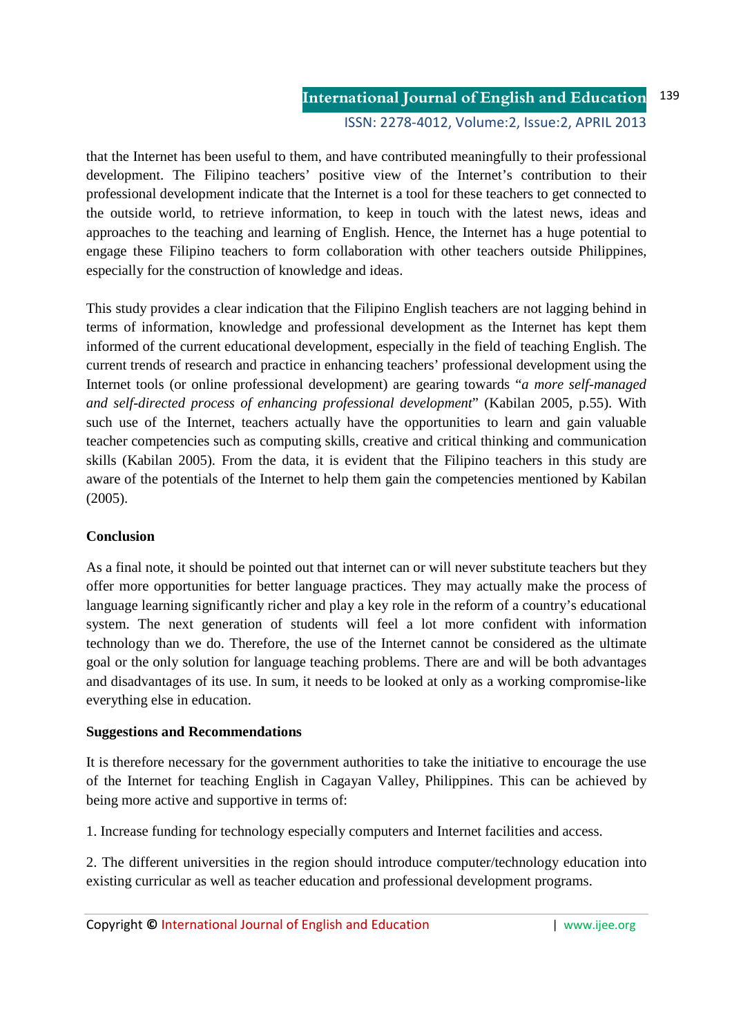that the Internet has been useful to them, and have contributed meaningfully to their professional development. The Filipino teachers' positive view of the Internet's contribution to their professional development indicate that the Internet is a tool for these teachers to get connected to the outside world, to retrieve information, to keep in touch with the latest news, ideas and approaches to the teaching and learning of English. Hence, the Internet has a huge potential to engage these Filipino teachers to form collaboration with other teachers outside Philippines, especially for the construction of knowledge and ideas.

This study provides a clear indication that the Filipino English teachers are not lagging behind in terms of information, knowledge and professional development as the Internet has kept them informed of the current educational development, especially in the field of teaching English. The current trends of research and practice in enhancing teachers' professional development using the Internet tools (or online professional development) are gearing towards "*a more self-managed and self-directed process of enhancing professional development*" (Kabilan 2005, p.55). With such use of the Internet, teachers actually have the opportunities to learn and gain valuable teacher competencies such as computing skills, creative and critical thinking and communication skills (Kabilan 2005). From the data, it is evident that the Filipino teachers in this study are aware of the potentials of the Internet to help them gain the competencies mentioned by Kabilan (2005).

**Conclusion**

As a final note, it should be pointed out that internet can or will never substitute teachers but they offer more opportunities for better language practices. They may actually make the process of language learning significantly richer and play a key role in the reform of a country's educational system. The next generation of students will feel a lot more confident with information technology than we do. Therefore, the use of the Internet cannot be considered as the ultimate goal or the only solution for language teaching problems. There are and will be both advantages and disadvantages of its use. In sum, it needs to be looked at only as a working compromise-like everything else in education.

**Suggestions and Recommendations**

It is therefore necessary for the government authorities to take the initiative to encourage the use of the Internet for teaching English in Cagayan Valley, Philippines. This can be achieved by being more active and supportive in terms of:

1. Increase funding for technology especially computers and Internet facilities and access.

2. The different universities in the region should introduce computer/technology education into existing curricular as well as teacher education and professional development programs.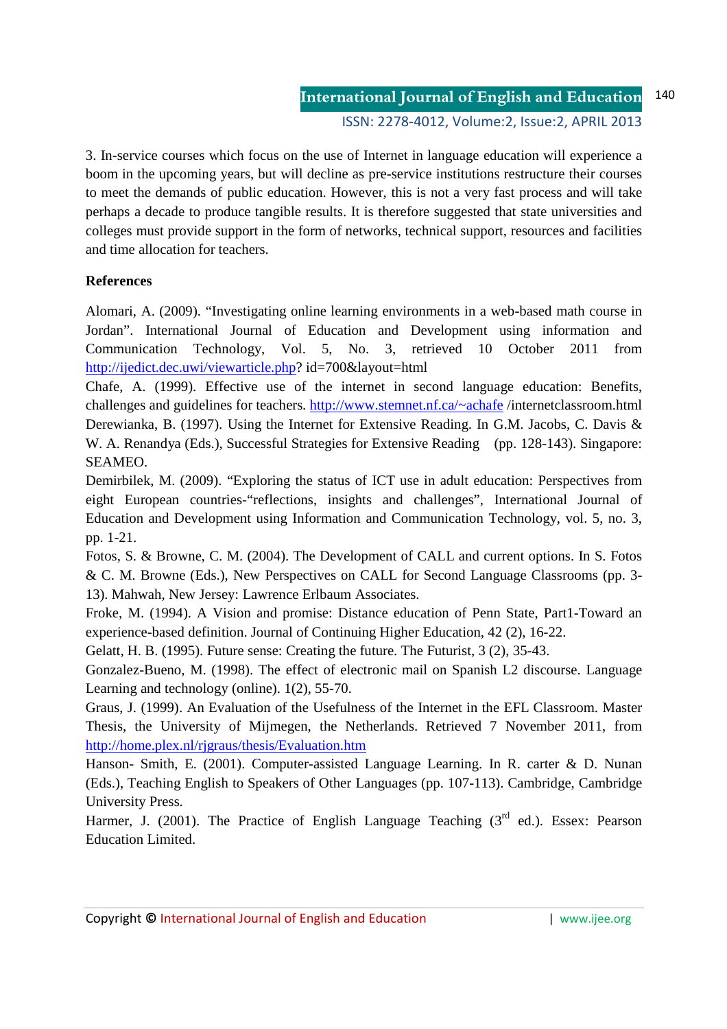3. In-service courses which focus on the use of Internet in language education will experience a boom in the upcoming years, but will decline as pre-service institutions restructure their courses to meet the demands of public education. However, this is not a very fast process and will take perhaps a decade to produce tangible results. It is therefore suggested that state universities and colleges must provide support in the form of networks, technical support, resources and facilities and time allocation for teachers.

**References**

Alomari, A. (2009). “Investigating online learning environments in a web-based math course in Jordan”. International Journal of Education and Development using information and Communication Technology, Vol. 5, No. 3, retrieved 10 October 2011 from http://ijedict.dec.uwi/viewarticle.php? id=700&layout=html

Chafe, A. (1999). Effective use of the internet in second language education: Benefits, challenges and guidelines for teachers. http://www.stemnet.nf.ca/~achafe /internetclassroom.html

Derewianka, B. (1997). Using the Internet for Extensive Reading. In G.M. Jacobs, C. Davis & W. A. Renandya (Eds.), Successful Strategies for Extensive Reading (pp. 128-143). Singapore: SEAMEO.

Demirbilek, M. (2009). “Exploring the status of ICT use in adult education: Perspectives from eight European countries-“reflections, insights and challenges”, International Journal of Education and Development using Information and Communication Technology, vol. 5, no. 3, pp. 1-21.

Fotos, S. & Browne, C. M. (2004). The Development of CALL and current options. In S. Fotos & C. M. Browne (Eds.), New Perspectives on CALL for Second Language Classrooms (pp. 3-13). Mahwah, New Jersey: Lawrence Erlbaum Associates.

Froke, M. (1994). A Vision and promise: Distance education of Penn State, Part1-Toward an experience-based definition. Journal of Continuing Higher Education, 42 (2), 16-22.

Gelatt, H. B. (1995). Future sense: Creating the future. The Futurist, 3 (2), 35-43.

Gonzalez-Bueno, M. (1998). The effect of electronic mail on Spanish L2 discourse. Language Learning and technology (online). 1(2), 55-70.

Graus, J. (1999). An Evaluation of the Usefulness of the Internet in the EFL Classroom. Master Thesis, the University of Mijmegen, the Netherlands. Retrieved 7 November 2011, from http://home.plex.nl/rjgraus/thesis/Evaluation.htm

Hanson- Smith, E. (2001). Computer-assisted Language Learning. In R. carter & D. Nunan (Eds.), Teaching English to Speakers of Other Languages (pp. 107-113). Cambridge, Cambridge University Press.

Harmer, J. (2001). The Practice of English Language Teaching (3rd ed.). Essex: Pearson Education Limited.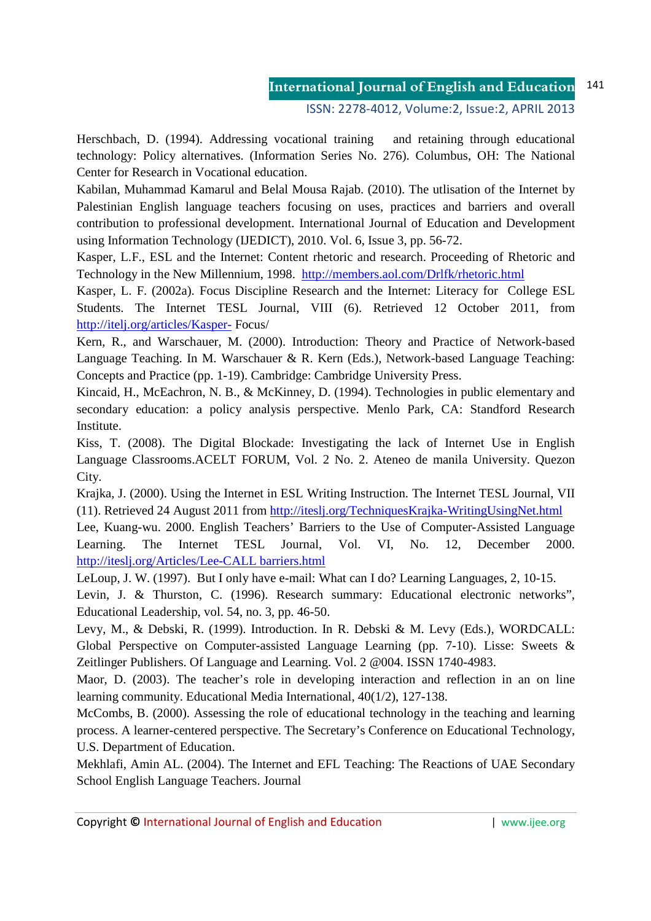Herschbach, D. (1994). Addressing vocational training and retaining through educational technology: Policy alternatives. (Information Series No. 276). Columbus, OH: The National Center for Research in Vocational education.

Kabilan, Muhammad Kamarul and Belal Mousa Rajab. (2010). The utlisation of the Internet by Palestinian English language teachers focusing on uses, practices and barriers and overall contribution to professional development. International Journal of Education and Development using Information Technology (IJEDICT), 2010. Vol. 6, Issue 3, pp. 56-72.

Kasper, L.F., ESL and the Internet: Content rhetoric and research. Proceeding of Rhetoric and Technology in the New Millennium, 1998. http://members.aol.com/Drlfk/rhetoric.html

Kasper, L. F. (2002a). Focus Discipline Research and the Internet: Literacy for College ESL Students. The Internet TESL Journal, VIII (6). Retrieved 12 October 2011, from http://itelj.org/articles/Kasper- Focus/

Kern, R., and Warschauer, M. (2000). Introduction: Theory and Practice of Network-based Language Teaching. In M. Warschauer & R. Kern (Eds.), Network-based Language Teaching: Concepts and Practice (pp. 1-19). Cambridge: Cambridge University Press.

Kincaid, H., McEachron, N. B., & McKinney, D. (1994). Technologies in public elementary and secondary education: a policy analysis perspective. Menlo Park, CA: Standford Research Institute.

Kiss, T. (2008). The Digital Blockade: Investigating the lack of Internet Use in English Language Classrooms.ACELT FORUM, Vol. 2 No. 2. Ateneo de manila University. Quezon City.

Krajka, J. (2000). Using the Internet in ESL Writing Instruction. The Internet TESL Journal, VII (11). Retrieved 24 August 2011 from http://iteslj.org/TechniquesKrajka-WritingUsingNet.html

Lee, Kuang-wu. 2000. English Teachers' Barriers to the Use of Computer-Assisted Language Learning. The Internet TESL Journal, Vol. VI, No. 12, December 2000. http://iteslj.org/Articles/Lee-CALL barriers.html

LeLoup, J. W. (1997). But I only have e-mail: What can I do? Learning Languages, 2, 10-15.

Levin, J. & Thurston, C. (1996). Research summary: Educational electronic networks", Educational Leadership, vol. 54, no. 3, pp. 46-50.

Levy, M., & Debski, R. (1999). Introduction. In R. Debski & M. Levy (Eds.), WORDCALL: Global Perspective on Computer-assisted Language Learning (pp. 7-10). Lisse: Sweets & Zeitlinger Publishers. Of Language and Learning. Vol. 2 @004. ISSN 1740-4983.

Maor, D. (2003). The teacher's role in developing interaction and reflection in an on line learning community. Educational Media International, 40(1/2), 127-138.

McCombs, B. (2000). Assessing the role of educational technology in the teaching and learning process. A learner-centered perspective. The Secretary's Conference on Educational Technology, U.S. Department of Education.

Mekhlafi, Amin AL. (2004). The Internet and EFL Teaching: The Reactions of UAE Secondary School English Language Teachers. Journal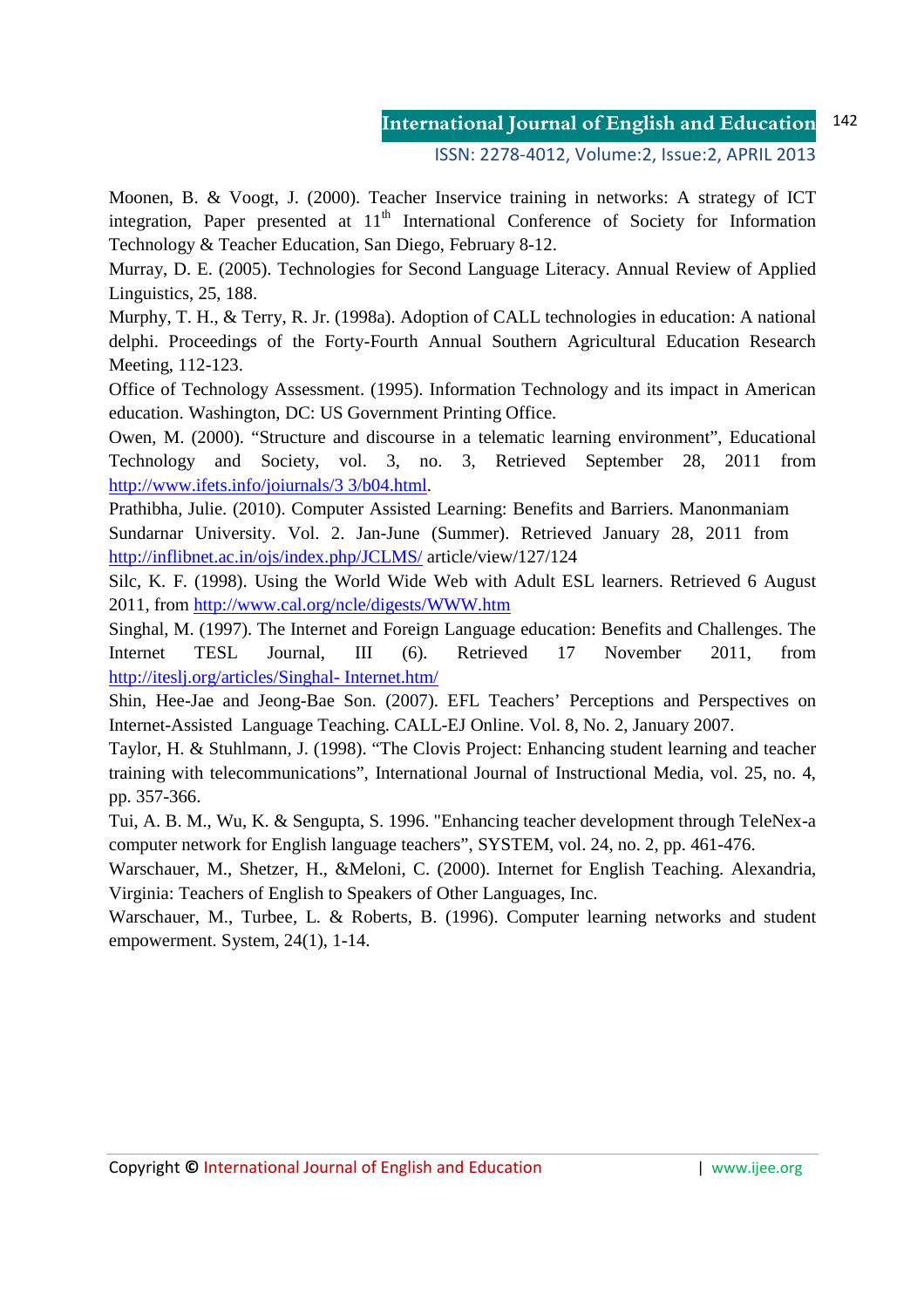Moonen, B. & Voogt, J. (2000). Teacher Inservice training in networks: A strategy of ICT integration, Paper presented at 11th International Conference of Society for Information Technology & Teacher Education, San Diego, February 8-12.

Murray, D. E. (2005). Technologies for Second Language Literacy. Annual Review of Applied Linguistics, 25, 188.

Murphy, T. H., & Terry, R. Jr. (1998a). Adoption of CALL technologies in education: A national delphi. Proceedings of the Forty-Fourth Annual Southern Agricultural Education Research Meeting, 112-123.

Office of Technology Assessment. (1995). Information Technology and its impact in American education. Washington, DC: US Government Printing Office.

Owen, M. (2000). "Structure and discourse in a telematic learning environment", Educational Technology and Society, vol. 3, no. 3, Retrieved September 28, 2011 from http://www.ifets.info/joiurnals/3 3/b04.html.

Prathibha, Julie. (2010). Computer Assisted Learning: Benefits and Barriers. Manonmaniam Sundarnar University. Vol. 2. Jan-June (Summer). Retrieved January 28, 2011 from http://inflibnet.ac.in/ojs/index.php/JCLMS/ article/view/127/124

Silc, K. F. (1998). Using the World Wide Web with Adult ESL learners. Retrieved 6 August 2011, from http://www.cal.org/ncle/digests/WWW.htm

Singhal, M. (1997). The Internet and Foreign Language education: Benefits and Challenges. The Internet TESL Journal, III (6). Retrieved 17 November 2011, from http://iteslj.org/articles/Singhal- Internet.htm/

Shin, Hee-Jae and Jeong-Bae Son. (2007). EFL Teachers' Perceptions and Perspectives on Internet-Assisted Language Teaching. CALL-EJ Online. Vol. 8, No. 2, January 2007.

Taylor, H. & Stuhlmann, J. (1998). "The Clovis Project: Enhancing student learning and teacher training with telecommunications", International Journal of Instructional Media, vol. 25, no. 4, pp. 357-366.

Tui, A. B. M., Wu, K. & Sengupta, S. 1996. "Enhancing teacher development through TeleNex-a computer network for English language teachers", SYSTEM, vol. 24, no. 2, pp. 461-476.

Warschauer, M., Shetzer, H., &Meloni, C. (2000). Internet for English Teaching. Alexandria, Virginia: Teachers of English to Speakers of Other Languages, Inc.

Warschauer, M., Turbee, L. & Roberts, B. (1996). Computer learning networks and student empowerment. System, 24(1), 1-14.